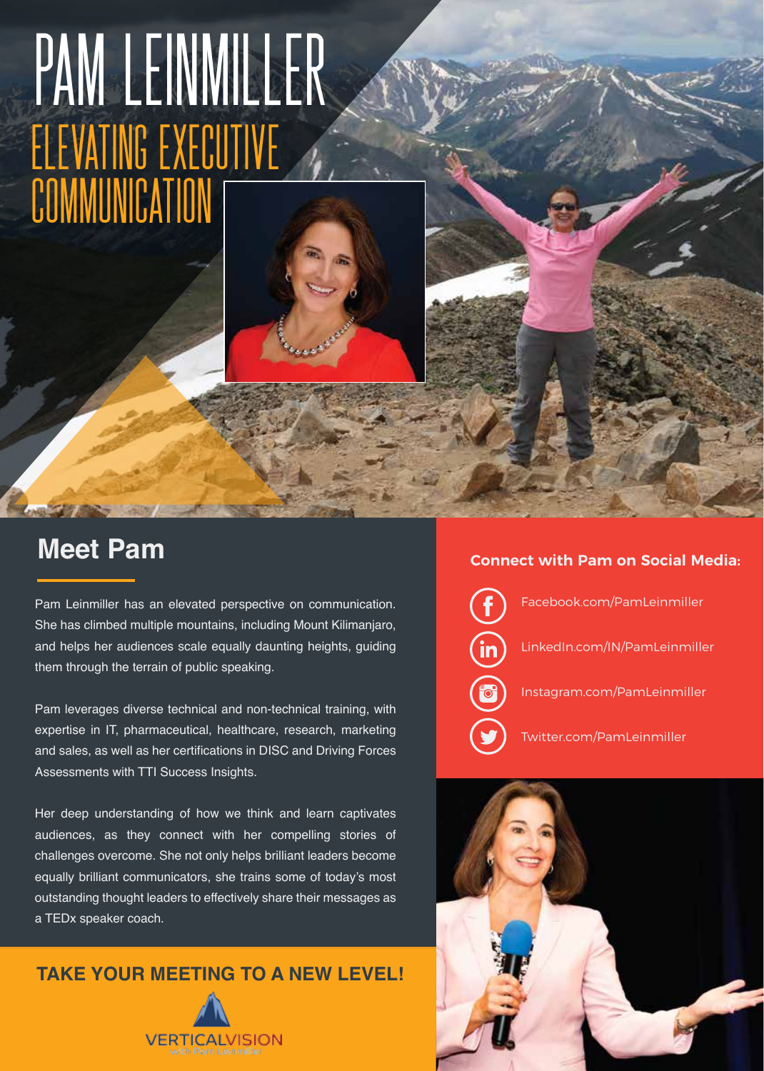# PAM LEINMILLER

## ELEVATING EXECUTIVE COMMUNICATION

## Meet Pam

Pam Leinmiller has an elevated perspective on communication. She has climbed multiple mountains, including Mount Kilimanjaro, and helps her audiences scale equally daunting heights, guiding them through the terrain of public speaking.

Pam leverages diverse technical and non-technical training, with expertise in IT, pharmaceutical, healthcare, research, marketing and sales, as well as her certifications in DISC and Driving Forces Assessments with TTI Success Insights.

Her deep understanding of how we think and learn captivates audiences, as they connect with her compelling stories of challenges overcome. She not only helps brilliant leaders become equally brilliant communicators, she trains some of today's most outstanding thought leaders to effectively share their messages as a TEDx speaker coach.

**TAKE YOUR MEETING TO A NEW LEVEL!**

VERTICALVISION
with Pam Leinmiller

### Connect with Pam on Social Media:

- Facebook.com/PamLeinmiller
- LinkedIn.com/IN/PamLeinmiller
- Instagram.com/PamLeinmiller
- Twitter.com/PamLeinmiller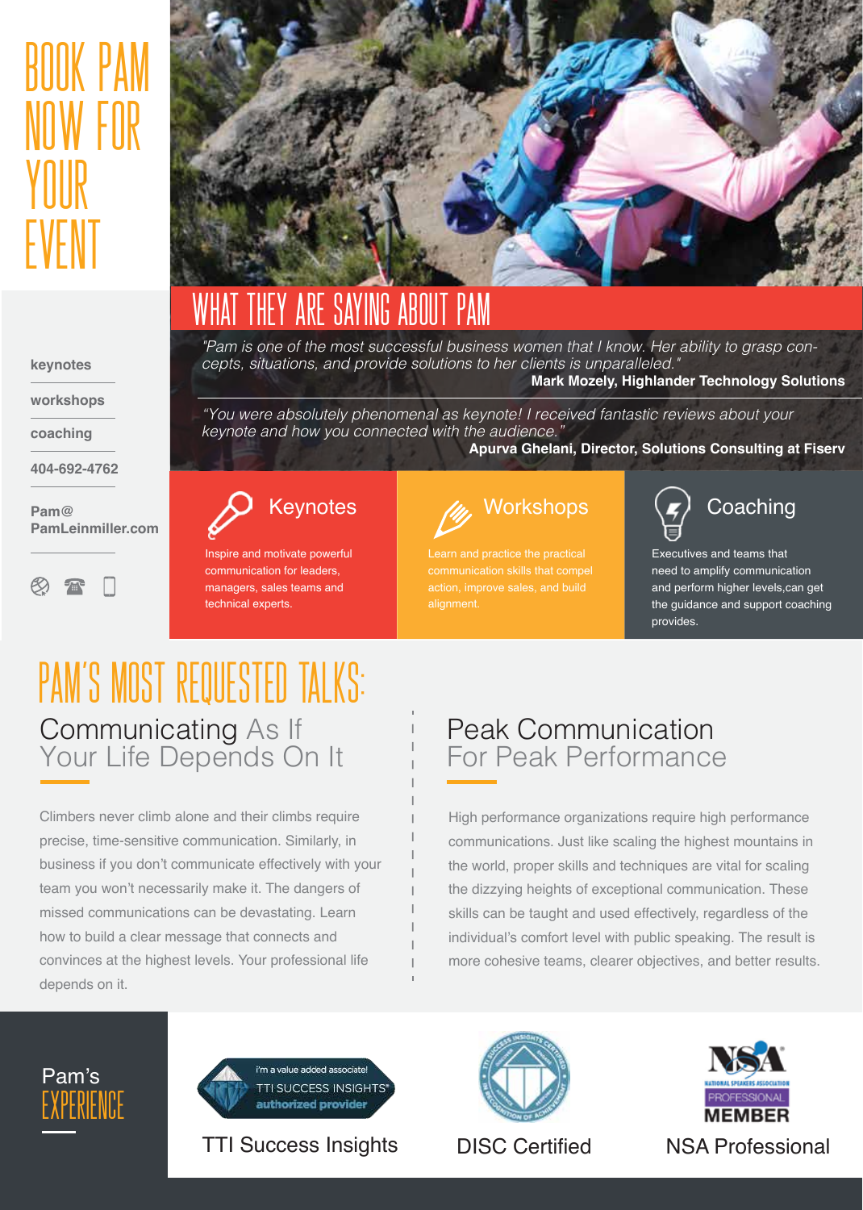# BOOK PAM NOW FOR YOUR EVENT

keynotes

workshops

coaching

404-692-4762

Pam@
PamLeinmiller.com

## WHAT THEY ARE SAYING ABOUT PAM

*"Pam is one of the most successful business women that I know. Her ability to grasp concepts, situations, and provide solutions to her clients is unparalleled."*

**Mark Mozely, Highlander Technology Solutions**

*"You were absolutely phenomenal as keynote! I received fantastic reviews about your keynote and how you connected with the audience."*

**Apurva Ghelani, Director, Solutions Consulting at Fiserv**

### Keynotes

Inspire and motivate powerful communication for leaders, managers, sales teams and technical experts.

### Workshops

Learn and practice the practical communication skills that compel action, improve sales, and build alignment.

### Coaching

Executives and teams that need to amplify communication and perform higher levels,can get the guidance and support coaching provides.

## PAM'S MOST REQUESTED TALKS:

### Communicating As If Your Life Depends On It

Climbers never climb alone and their climbs require precise, time-sensitive communication. Similarly, in business if you don't communicate effectively with your team you won't necessarily make it. The dangers of missed communications can be devastating. Learn how to build a clear message that connects and convinces at the highest levels. Your professional life depends on it.

### Peak Communication For Peak Performance

High performance organizations require high performance communications. Just like scaling the highest mountains in the world, proper skills and techniques are vital for scaling the dizzying heights of exceptional communication. These skills can be taught and used effectively, regardless of the individual's comfort level with public speaking. The result is more cohesive teams, clearer objectives, and better results.

## Pam's EXPERIENCE

i'm a value added associate! TTI SUCCESS INSIGHTS® authorized provider

TTI Success Insights

DISC Certified

NSA NATIONAL SPEAKERS ASSOCIATION PROFESSIONAL MEMBER

NSA Professional